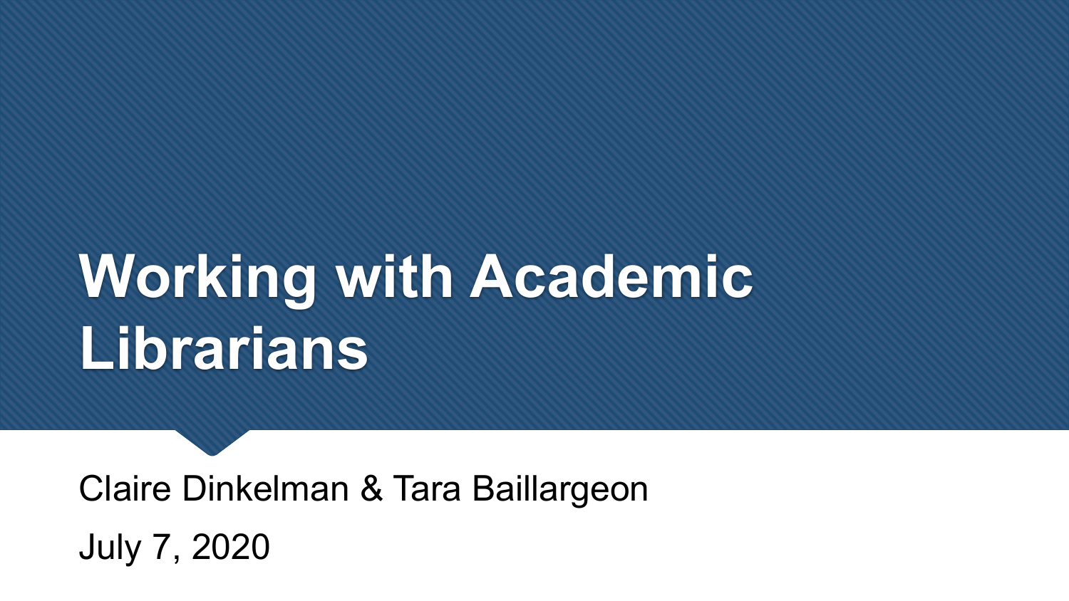# Working with Academic Librarians

Claire Dinkelman & Tara Baillargeon

July 7, 2020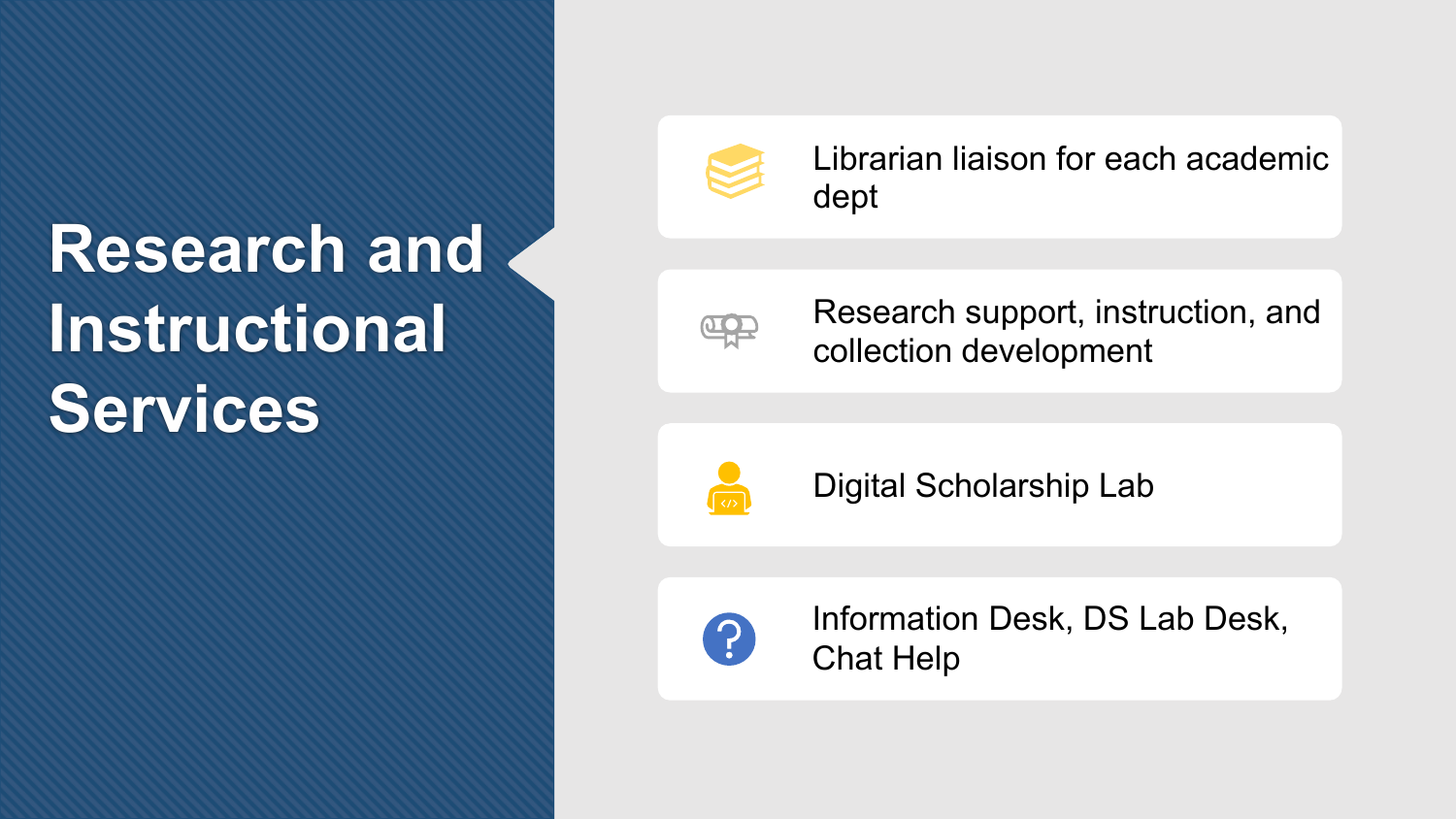# Research and Instructional Services

- Librarian liaison for each academic dept
- Research support, instruction, and collection development
- Digital Scholarship Lab
- Information Desk, DS Lab Desk, Chat Help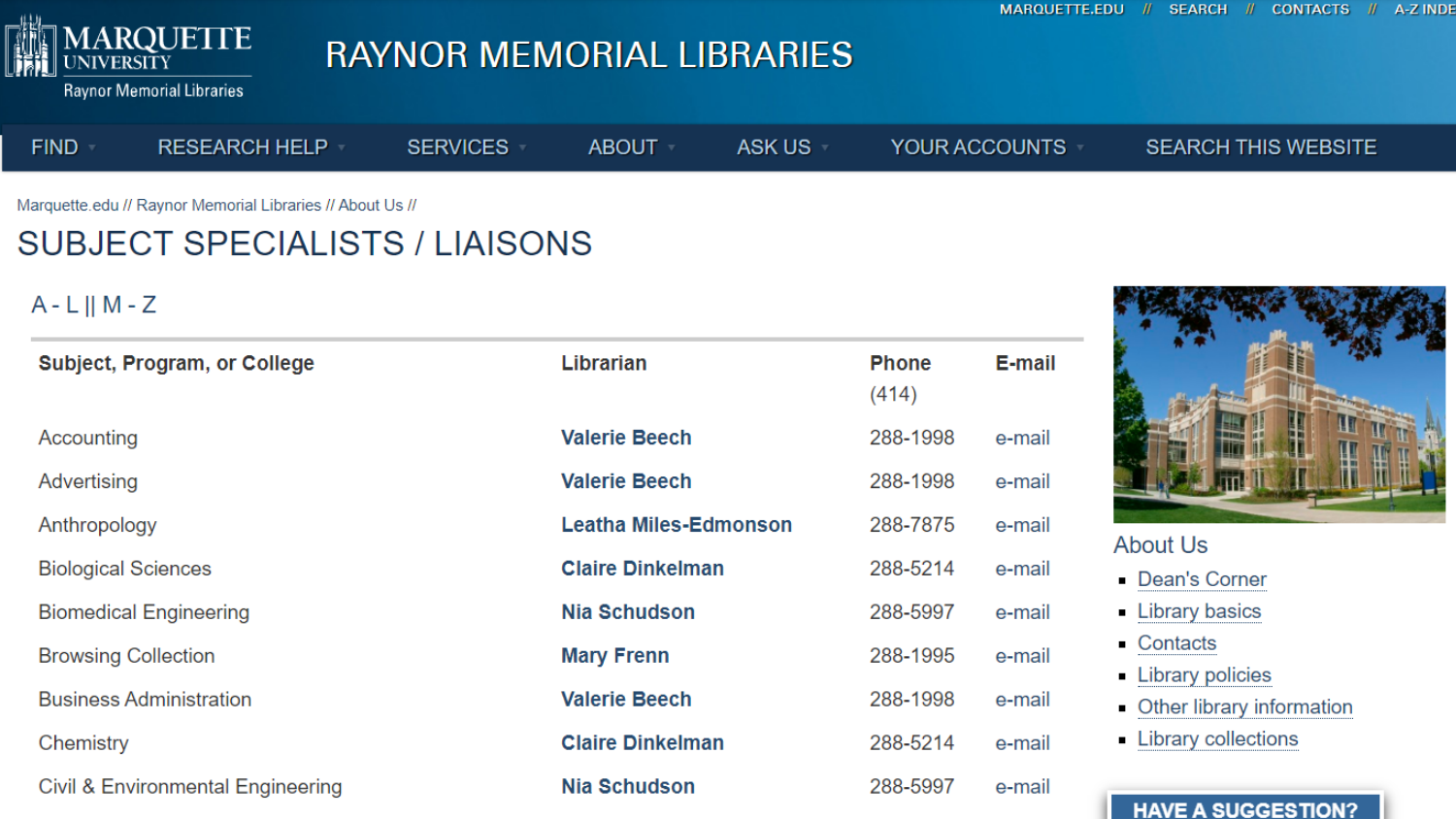MARQUETTE UNIVERSITY
Raynor Memorial Libraries

# RAYNOR MEMORIAL LIBRARIES

MARQUETTE.EDU // SEARCH // CONTACTS // A-Z INDE

FIND · RESEARCH HELP · SERVICES · ABOUT · ASK US · YOUR ACCOUNTS · SEARCH THIS WEBSITE

Marquette.edu // Raynor Memorial Libraries // About Us //

# SUBJECT SPECIALISTS / LIAISONS

A - L || M - Z

| Subject, Program, or College | Librarian | Phone (414) | E-mail |
|---|---|---|---|
| Accounting | **Valerie Beech** | 288-1998 | e-mail |
| Advertising | **Valerie Beech** | 288-1998 | e-mail |
| Anthropology | **Leatha Miles-Edmonson** | 288-7875 | e-mail |
| Biological Sciences | **Claire Dinkelman** | 288-5214 | e-mail |
| Biomedical Engineering | **Nia Schudson** | 288-5997 | e-mail |
| Browsing Collection | **Mary Frenn** | 288-1995 | e-mail |
| Business Administration | **Valerie Beech** | 288-1998 | e-mail |
| Chemistry | **Claire Dinkelman** | 288-5214 | e-mail |
| Civil & Environmental Engineering | **Nia Schudson** | 288-5997 | e-mail |

## About Us

- Dean's Corner
- Library basics
- Contacts
- Library policies
- Other library information
- Library collections

HAVE A SUGGESTION?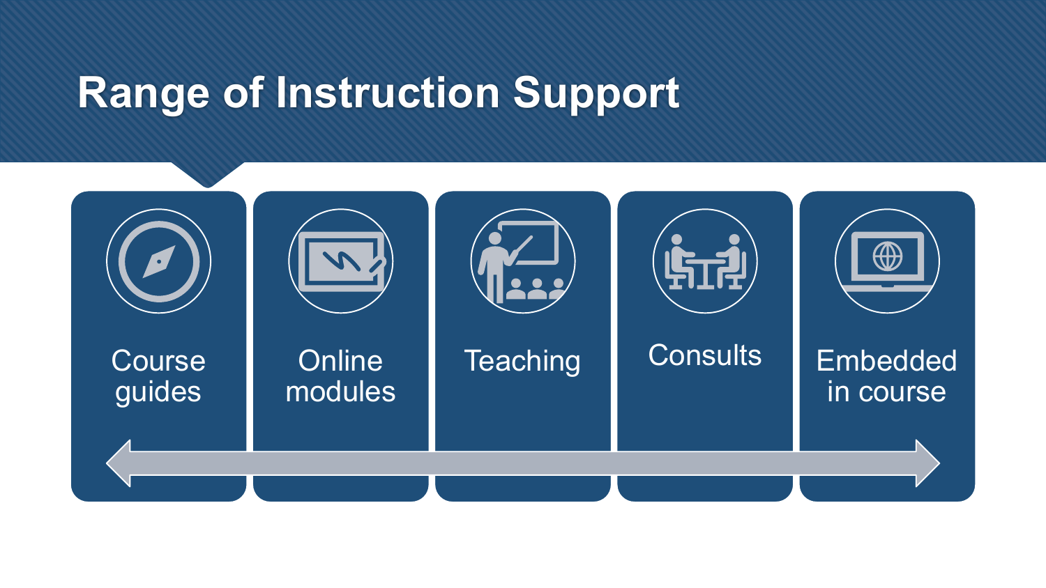# Range of Instruction Support

- Course guides
- Online modules
- Teaching
- Consults
- Embedded in course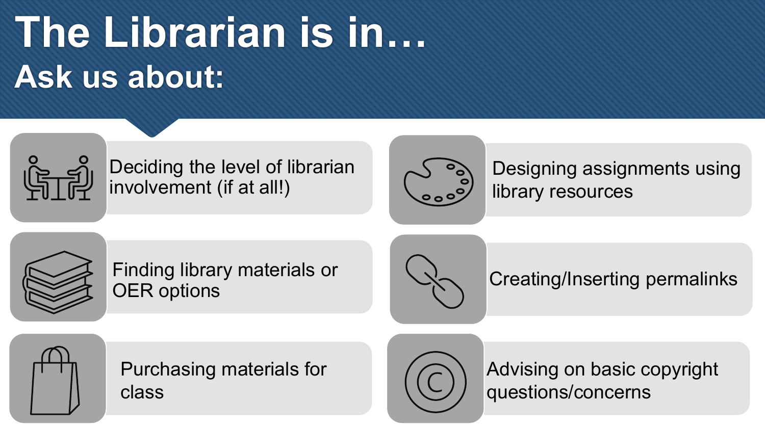# The Librarian is in…

## Ask us about:

- Deciding the level of librarian involvement (if at all!)
- Designing assignments using library resources
- Finding library materials or OER options
- Creating/Inserting permalinks
- Purchasing materials for class
- Advising on basic copyright questions/concerns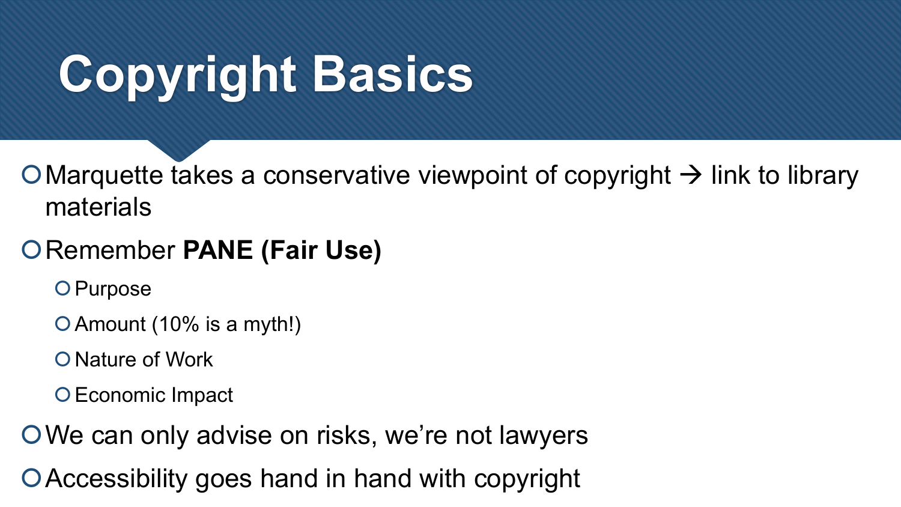# Copyright Basics

- Marquette takes a conservative viewpoint of copyright → link to library materials
- Remember **PANE (Fair Use)**
  - Purpose
  - Amount (10% is a myth!)
  - Nature of Work
  - Economic Impact
- We can only advise on risks, we're not lawyers
- Accessibility goes hand in hand with copyright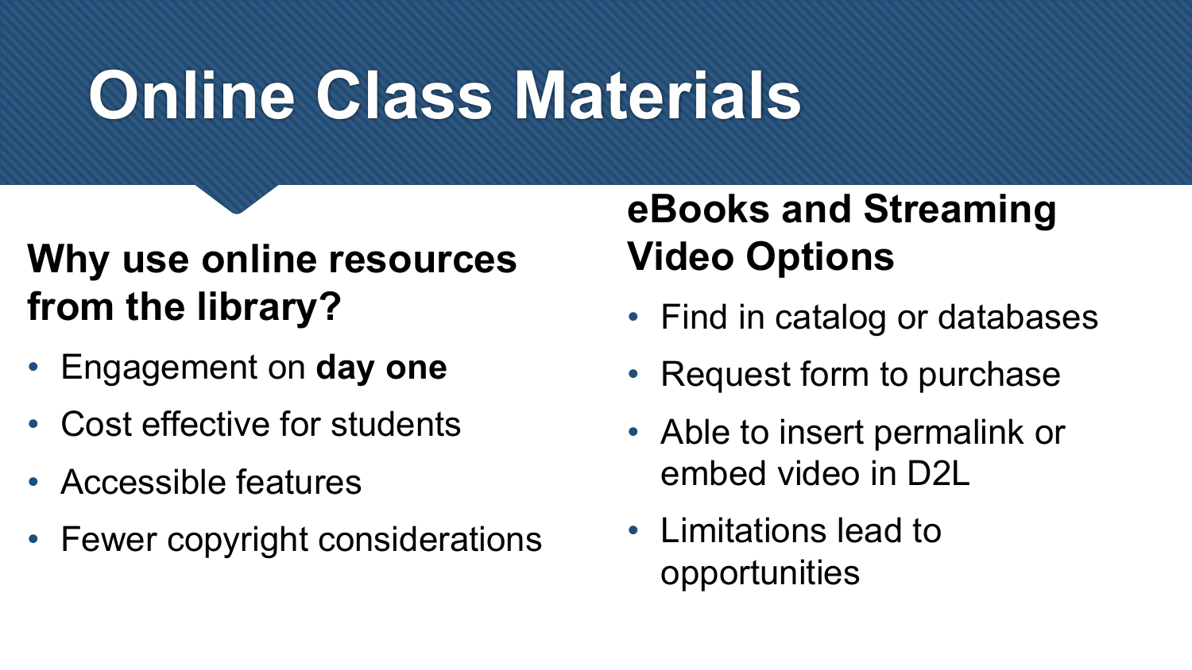# Online Class Materials

## Why use online resources from the library?

- Engagement on **day one**
- Cost effective for students
- Accessible features
- Fewer copyright considerations

## eBooks and Streaming Video Options

- Find in catalog or databases
- Request form to purchase
- Able to insert permalink or embed video in D2L
- Limitations lead to opportunities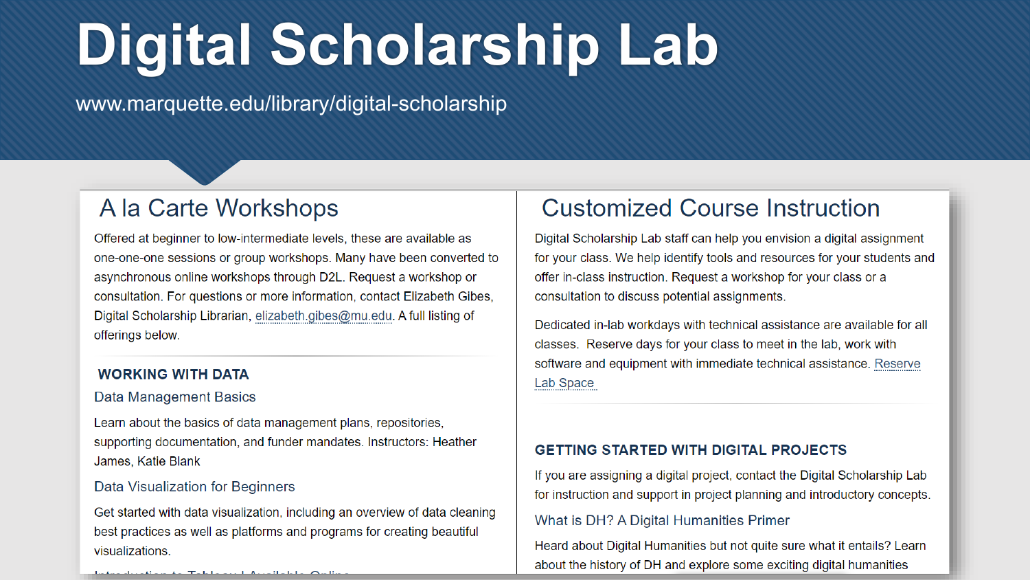# Digital Scholarship Lab

www.marquette.edu/library/digital-scholarship

## A la Carte Workshops

Offered at beginner to low-intermediate levels, these are available as one-one-one sessions or group workshops. Many have been converted to asynchronous online workshops through D2L. Request a workshop or consultation. For questions or more information, contact Elizabeth Gibes, Digital Scholarship Librarian, elizabeth.gibes@mu.edu. A full listing of offerings below.

### WORKING WITH DATA

#### Data Management Basics

Learn about the basics of data management plans, repositories, supporting documentation, and funder mandates. Instructors: Heather James, Katie Blank

#### Data Visualization for Beginners

Get started with data visualization, including an overview of data cleaning best practices as well as platforms and programs for creating beautiful visualizations.

## Customized Course Instruction

Digital Scholarship Lab staff can help you envision a digital assignment for your class. We help identify tools and resources for your students and offer in-class instruction. Request a workshop for your class or a consultation to discuss potential assignments.

Dedicated in-lab workdays with technical assistance are available for all classes. Reserve days for your class to meet in the lab, work with software and equipment with immediate technical assistance. Reserve Lab Space

### GETTING STARTED WITH DIGITAL PROJECTS

If you are assigning a digital project, contact the Digital Scholarship Lab for instruction and support in project planning and introductory concepts.

#### What is DH? A Digital Humanities Primer

Heard about Digital Humanities but not quite sure what it entails? Learn about the history of DH and explore some exciting digital humanities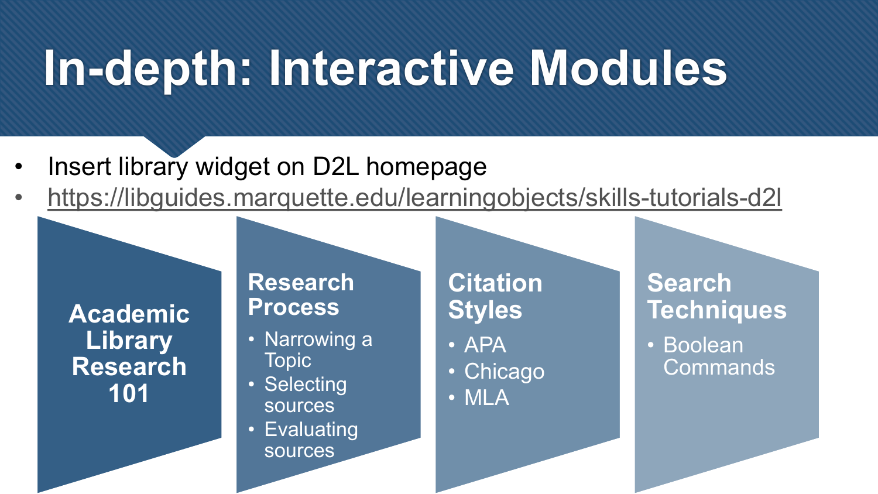# In-depth: Interactive Modules

- Insert library widget on D2L homepage
- https://libguides.marquette.edu/learningobjects/skills-tutorials-d2l

**Academic Library Research 101**

**Research Process**

- Narrowing a Topic
- Selecting sources
- Evaluating sources

**Citation Styles**

- APA
- Chicago
- MLA

**Search Techniques**

- Boolean Commands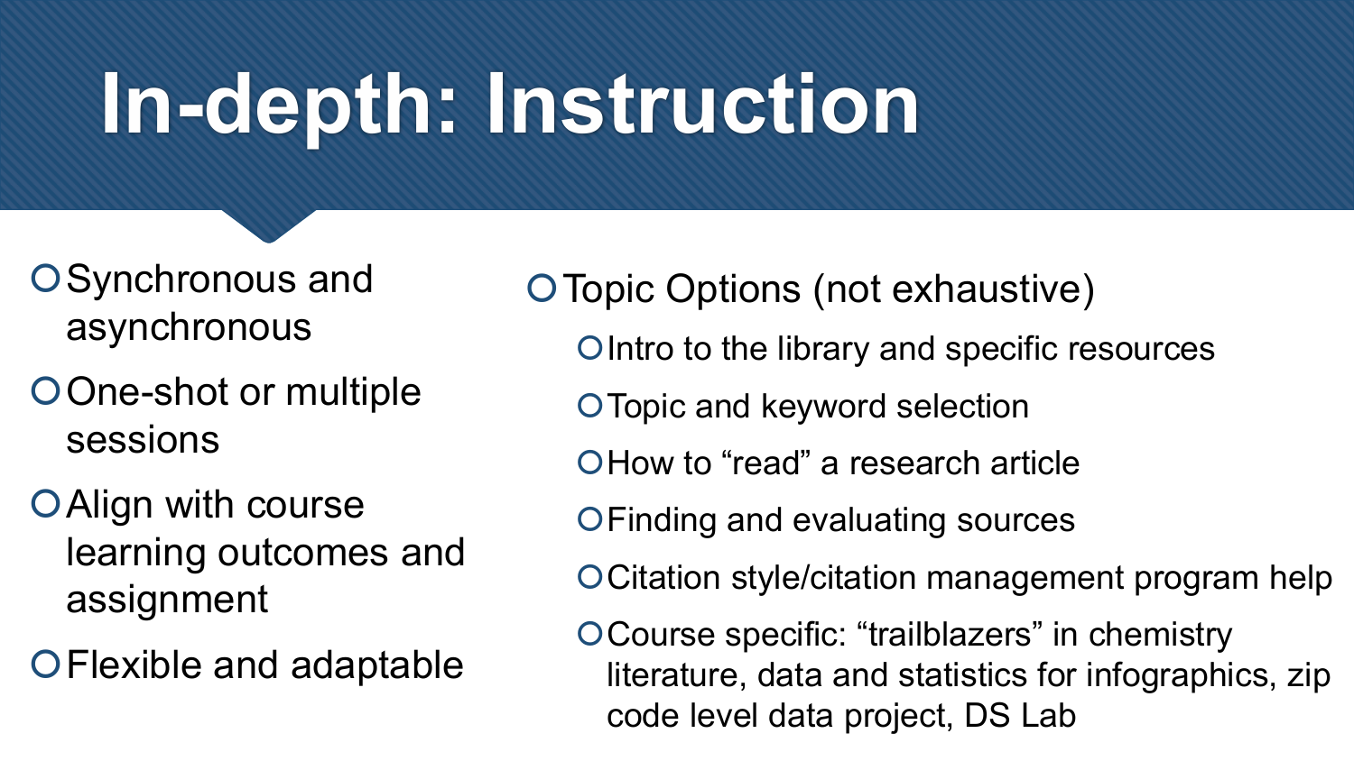# In-depth: Instruction

- Synchronous and asynchronous
- One-shot or multiple sessions
- Align with course learning outcomes and assignment
- Flexible and adaptable

- Topic Options (not exhaustive)
  - Intro to the library and specific resources
  - Topic and keyword selection
  - How to "read" a research article
  - Finding and evaluating sources
  - Citation style/citation management program help
  - Course specific: "trailblazers" in chemistry literature, data and statistics for infographics, zip code level data project, DS Lab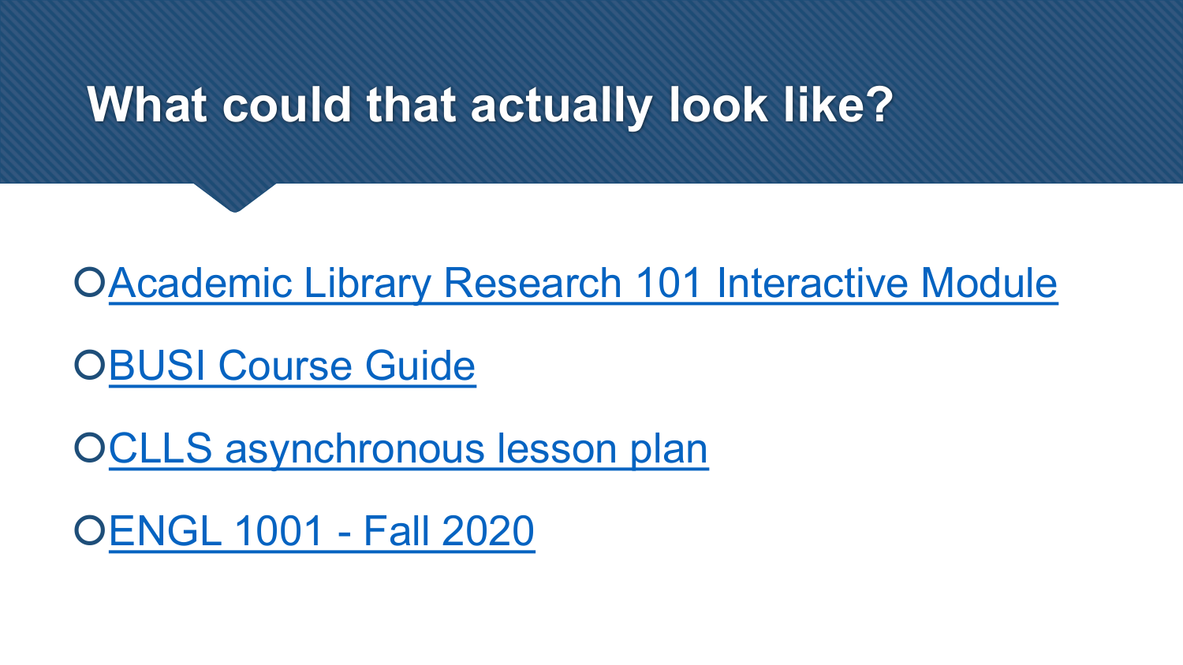# What could that actually look like?

- Academic Library Research 101 Interactive Module
- BUSI Course Guide
- CLLS asynchronous lesson plan
- ENGL 1001 - Fall 2020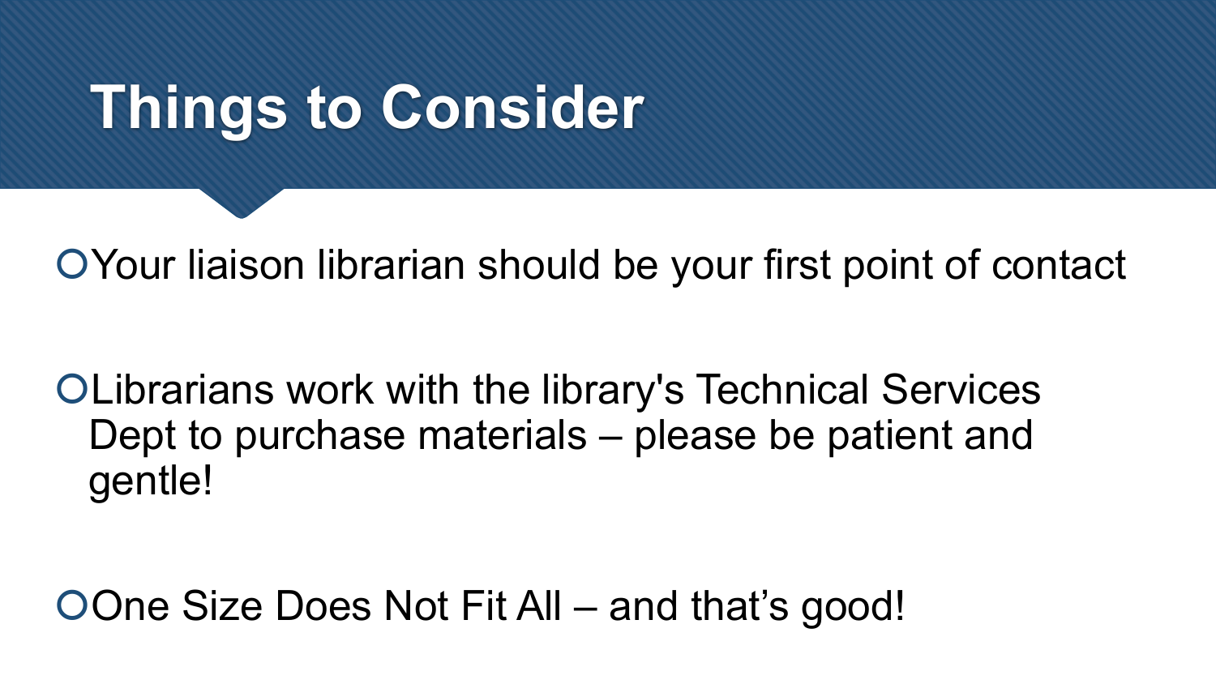# Things to Consider

- Your liaison librarian should be your first point of contact
- Librarians work with the library's Technical Services Dept to purchase materials – please be patient and gentle!
- One Size Does Not Fit All – and that's good!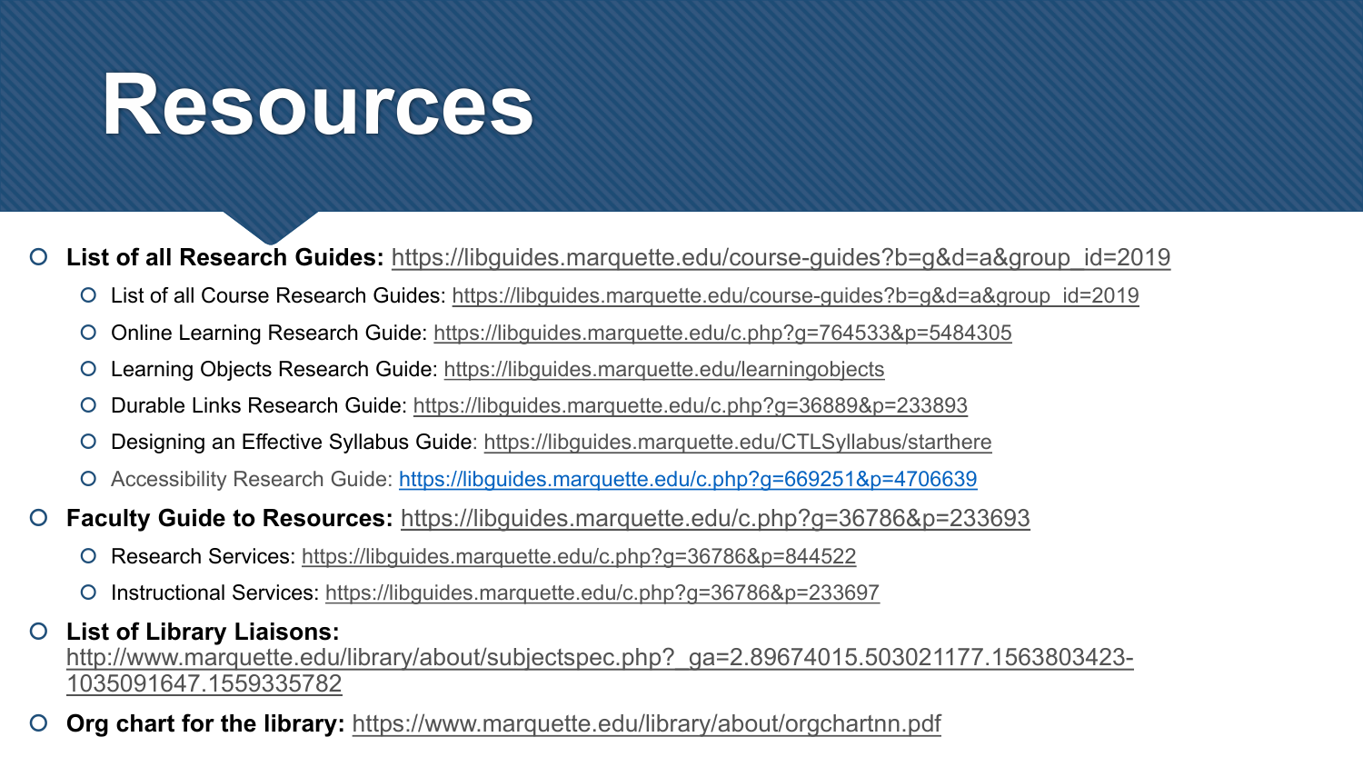# Resources

- **List of all Research Guides:** https://libguides.marquette.edu/course-guides?b=g&d=a&group_id=2019
  - List of all Course Research Guides: https://libguides.marquette.edu/course-guides?b=g&d=a&group_id=2019
  - Online Learning Research Guide: https://libguides.marquette.edu/c.php?g=764533&p=5484305
  - Learning Objects Research Guide: https://libguides.marquette.edu/learningobjects
  - Durable Links Research Guide: https://libguides.marquette.edu/c.php?g=36889&p=233893
  - Designing an Effective Syllabus Guide: https://libguides.marquette.edu/CTLSyllabus/starthere
  - Accessibility Research Guide: https://libguides.marquette.edu/c.php?g=669251&p=4706639
- **Faculty Guide to Resources:** https://libguides.marquette.edu/c.php?g=36786&p=233693
  - Research Services: https://libguides.marquette.edu/c.php?g=36786&p=844522
  - Instructional Services: https://libguides.marquette.edu/c.php?g=36786&p=233697
- **List of Library Liaisons:** http://www.marquette.edu/library/about/subjectspec.php?_ga=2.89674015.503021177.1563803423-1035091647.1559335782
- **Org chart for the library:** https://www.marquette.edu/library/about/orgchartnn.pdf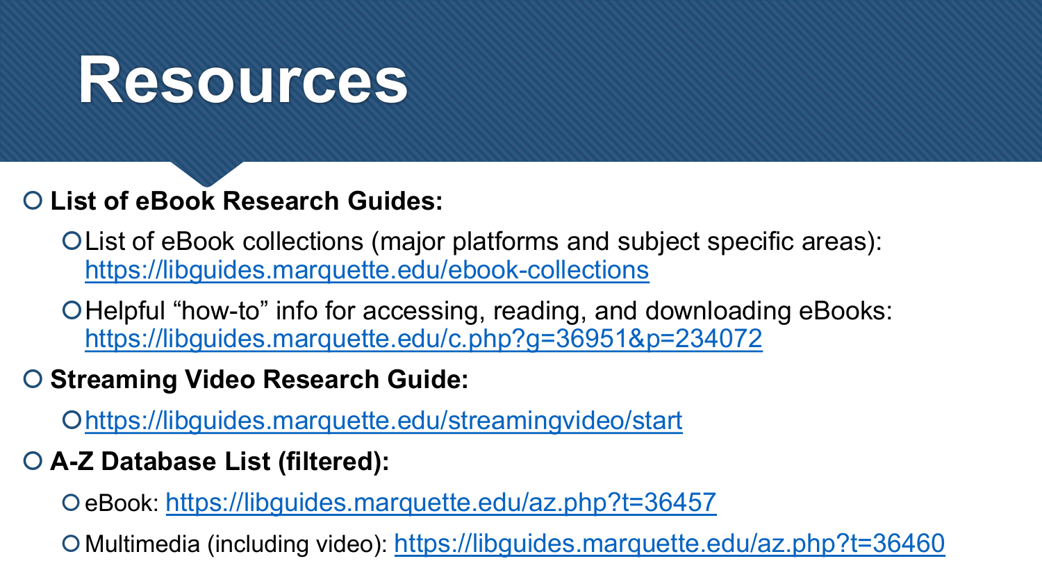# Resources

- **List of eBook Research Guides:**
  - List of eBook collections (major platforms and subject specific areas): https://libguides.marquette.edu/ebook-collections
  - Helpful "how-to" info for accessing, reading, and downloading eBooks: https://libguides.marquette.edu/c.php?g=36951&p=234072
- **Streaming Video Research Guide:**
  - https://libguides.marquette.edu/streamingvideo/start
- **A-Z Database List (filtered):**
  - eBook: https://libguides.marquette.edu/az.php?t=36457
  - Multimedia (including video): https://libguides.marquette.edu/az.php?t=36460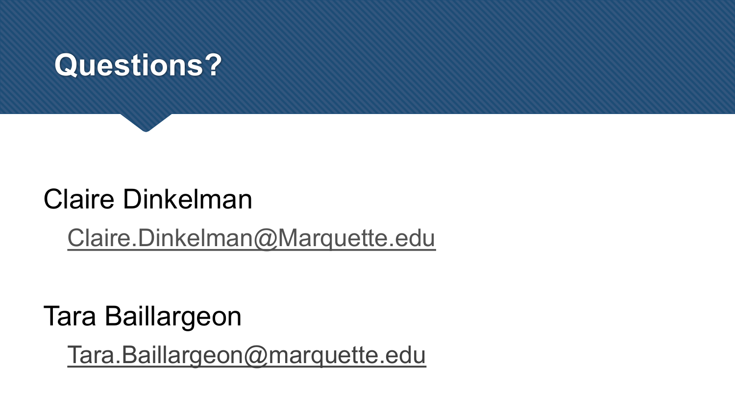# Questions?

Claire Dinkelman

Claire.Dinkelman@Marquette.edu

Tara Baillargeon

Tara.Baillargeon@marquette.edu